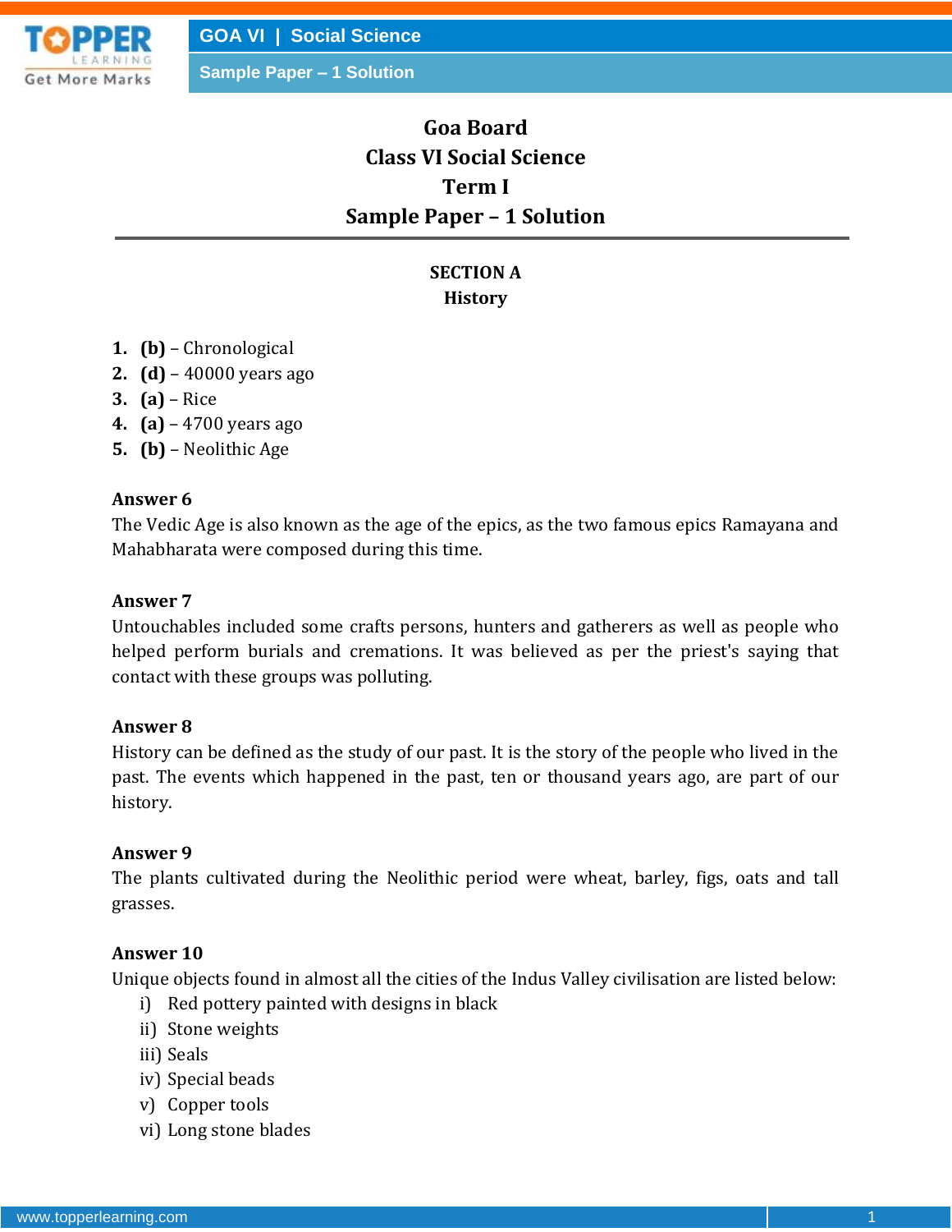# Goa Board
# Class VI Social Science
# Term I
# Sample Paper – 1 Solution

## SECTION A
## History

1. **(b)** – Chronological
2. **(d)** – 40000 years ago
3. **(a)** – Rice
4. **(a)** – 4700 years ago
5. **(b)** – Neolithic Age

**Answer 6**

The Vedic Age is also known as the age of the epics, as the two famous epics Ramayana and Mahabharata were composed during this time.

**Answer 7**

Untouchables included some crafts persons, hunters and gatherers as well as people who helped perform burials and cremations. It was believed as per the priest's saying that contact with these groups was polluting.

**Answer 8**

History can be defined as the study of our past. It is the story of the people who lived in the past. The events which happened in the past, ten or thousand years ago, are part of our history.

**Answer 9**

The plants cultivated during the Neolithic period were wheat, barley, figs, oats and tall grasses.

**Answer 10**

Unique objects found in almost all the cities of the Indus Valley civilisation are listed below:

i) Red pottery painted with designs in black
ii) Stone weights
iii) Seals
iv) Special beads
v) Copper tools
vi) Long stone blades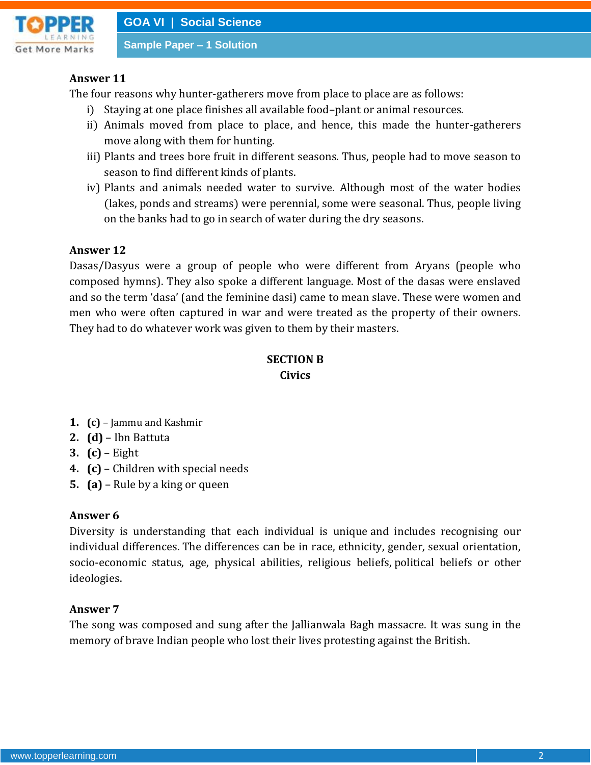**Answer 11**

The four reasons why hunter-gatherers move from place to place are as follows:

i) Staying at one place finishes all available food–plant or animal resources.

ii) Animals moved from place to place, and hence, this made the hunter-gatherers move along with them for hunting.

iii) Plants and trees bore fruit in different seasons. Thus, people had to move season to season to find different kinds of plants.

iv) Plants and animals needed water to survive. Although most of the water bodies (lakes, ponds and streams) were perennial, some were seasonal. Thus, people living on the banks had to go in search of water during the dry seasons.

**Answer 12**

Dasas/Dasyus were a group of people who were different from Aryans (people who composed hymns). They also spoke a different language. Most of the dasas were enslaved and so the term 'dasa' (and the feminine dasi) came to mean slave. These were women and men who were often captured in war and were treated as the property of their owners. They had to do whatever work was given to them by their masters.

## SECTION B
## Civics

1. **(c)** – Jammu and Kashmir
2. **(d)** – Ibn Battuta
3. **(c)** – Eight
4. **(c)** – Children with special needs
5. **(a)** – Rule by a king or queen

**Answer 6**

Diversity is understanding that each individual is unique and includes recognising our individual differences. The differences can be in race, ethnicity, gender, sexual orientation, socio-economic status, age, physical abilities, religious beliefs, political beliefs or other ideologies.

**Answer 7**

The song was composed and sung after the Jallianwala Bagh massacre. It was sung in the memory of brave Indian people who lost their lives protesting against the British.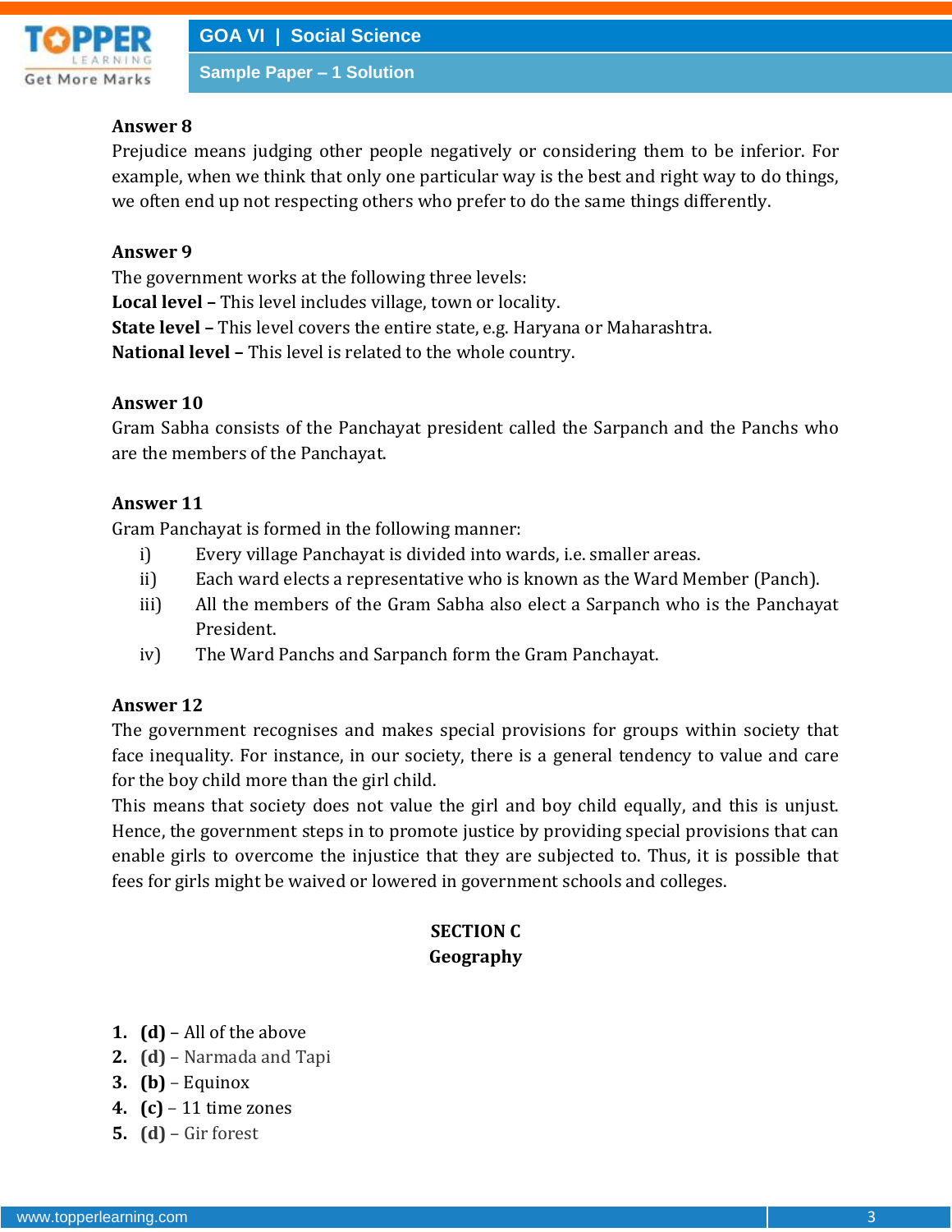**Answer 8**

Prejudice means judging other people negatively or considering them to be inferior. For example, when we think that only one particular way is the best and right way to do things, we often end up not respecting others who prefer to do the same things differently.

**Answer 9**

The government works at the following three levels:

**Local level –** This level includes village, town or locality.

**State level –** This level covers the entire state, e.g. Haryana or Maharashtra.

**National level –** This level is related to the whole country.

**Answer 10**

Gram Sabha consists of the Panchayat president called the Sarpanch and the Panchs who are the members of the Panchayat.

**Answer 11**

Gram Panchayat is formed in the following manner:

i) Every village Panchayat is divided into wards, i.e. smaller areas.

ii) Each ward elects a representative who is known as the Ward Member (Panch).

iii) All the members of the Gram Sabha also elect a Sarpanch who is the Panchayat President.

iv) The Ward Panchs and Sarpanch form the Gram Panchayat.

**Answer 12**

The government recognises and makes special provisions for groups within society that face inequality. For instance, in our society, there is a general tendency to value and care for the boy child more than the girl child.

This means that society does not value the girl and boy child equally, and this is unjust. Hence, the government steps in to promote justice by providing special provisions that can enable girls to overcome the injustice that they are subjected to. Thus, it is possible that fees for girls might be waived or lowered in government schools and colleges.

## SECTION C
## Geography

1. **(d)** – All of the above
2. **(d)** – Narmada and Tapi
3. **(b)** – Equinox
4. **(c)** – 11 time zones
5. **(d)** – Gir forest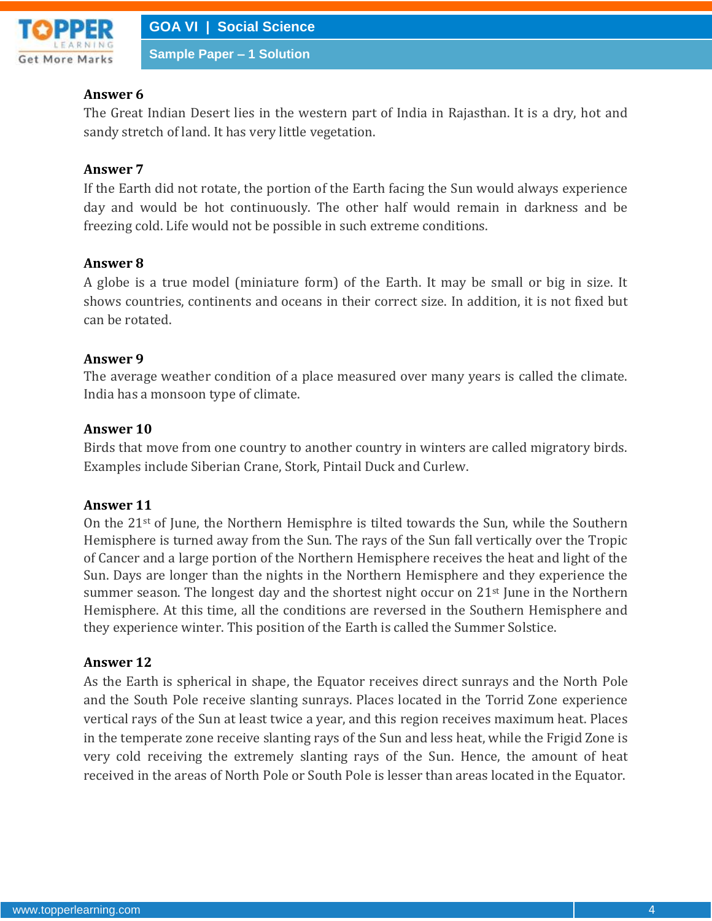**Answer 6**

The Great Indian Desert lies in the western part of India in Rajasthan. It is a dry, hot and sandy stretch of land. It has very little vegetation.

**Answer 7**

If the Earth did not rotate, the portion of the Earth facing the Sun would always experience day and would be hot continuously. The other half would remain in darkness and be freezing cold. Life would not be possible in such extreme conditions.

**Answer 8**

A globe is a true model (miniature form) of the Earth. It may be small or big in size. It shows countries, continents and oceans in their correct size. In addition, it is not fixed but can be rotated.

**Answer 9**

The average weather condition of a place measured over many years is called the climate. India has a monsoon type of climate.

**Answer 10**

Birds that move from one country to another country in winters are called migratory birds. Examples include Siberian Crane, Stork, Pintail Duck and Curlew.

**Answer 11**

On the 21st of June, the Northern Hemisphre is tilted towards the Sun, while the Southern Hemisphere is turned away from the Sun. The rays of the Sun fall vertically over the Tropic of Cancer and a large portion of the Northern Hemisphere receives the heat and light of the Sun. Days are longer than the nights in the Northern Hemisphere and they experience the summer season. The longest day and the shortest night occur on 21st June in the Northern Hemisphere. At this time, all the conditions are reversed in the Southern Hemisphere and they experience winter. This position of the Earth is called the Summer Solstice.

**Answer 12**

As the Earth is spherical in shape, the Equator receives direct sunrays and the North Pole and the South Pole receive slanting sunrays. Places located in the Torrid Zone experience vertical rays of the Sun at least twice a year, and this region receives maximum heat. Places in the temperate zone receive slanting rays of the Sun and less heat, while the Frigid Zone is very cold receiving the extremely slanting rays of the Sun. Hence, the amount of heat received in the areas of North Pole or South Pole is lesser than areas located in the Equator.